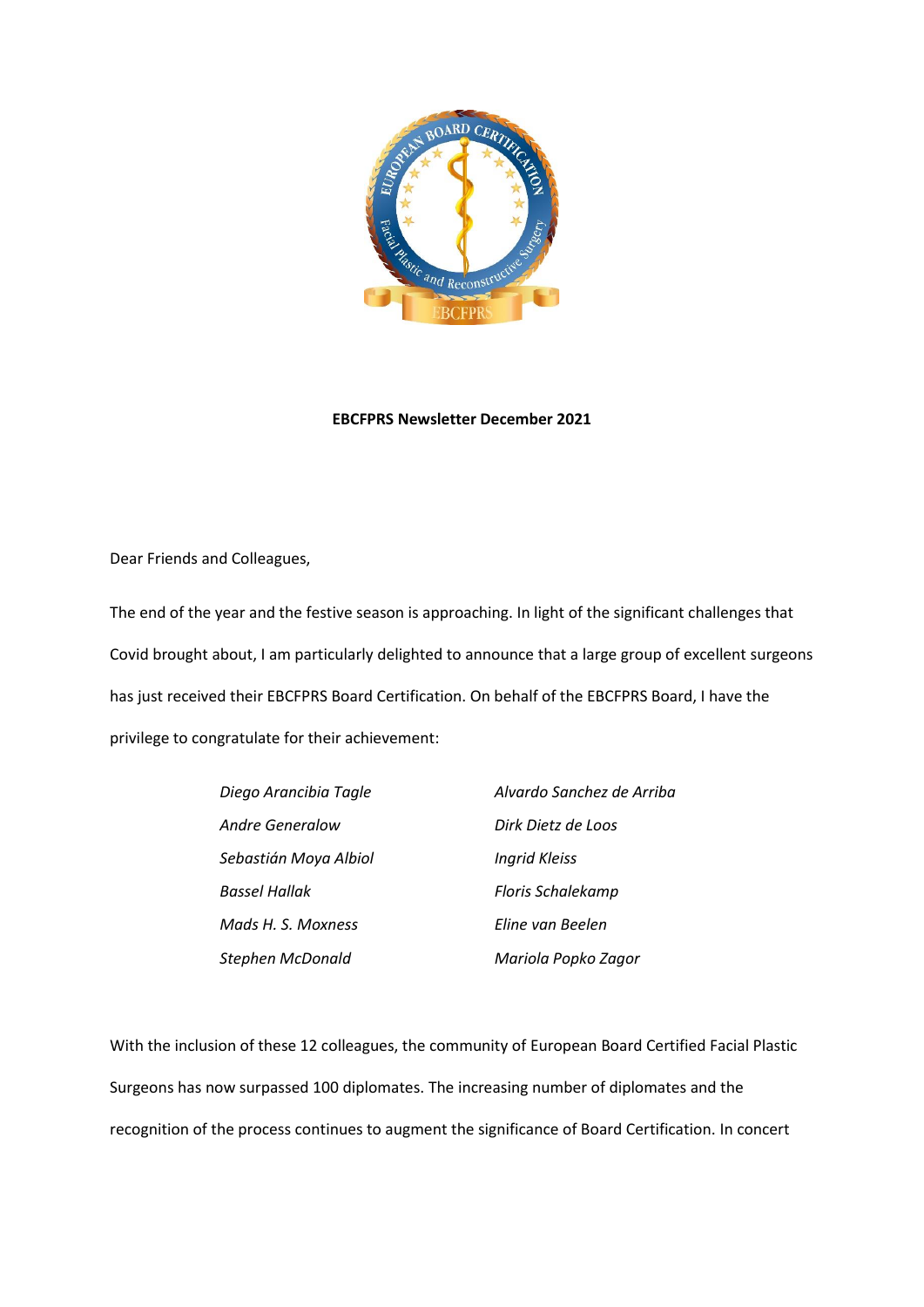**EBCFPRS Newsletter December 2021**

Dear Friends and Colleagues,

The end of the year and the festive season is approaching. In light of the significant challenges that Covid brought about, I am particularly delighted to announce that a large group of excellent surgeons has just received their EBCFPRS Board Certification. On behalf of the EBCFPRS Board, I have the privilege to congratulate for their achievement:

*Diego Arancibia Tagle*
*Andre Generalow*
*Sebastián Moya Albiol*
*Bassel Hallak*
*Mads H. S. Moxness*
*Stephen McDonald*
*Alvardo Sanchez de Arriba*
*Dirk Dietz de Loos*
*Ingrid Kleiss*
*Floris Schalekamp*
*Eline van Beelen*
*Mariola Popko Zagor*

With the inclusion of these 12 colleagues, the community of European Board Certified Facial Plastic Surgeons has now surpassed 100 diplomates. The increasing number of diplomates and the recognition of the process continues to augment the significance of Board Certification. In concert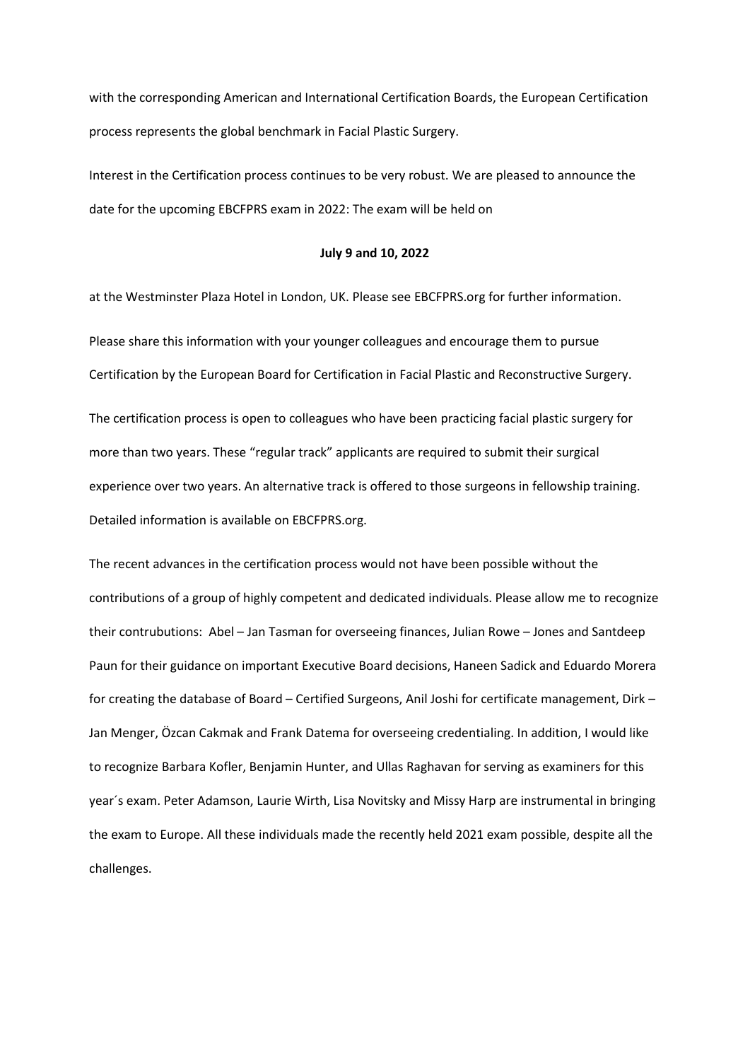with the corresponding American and International Certification Boards, the European Certification process represents the global benchmark in Facial Plastic Surgery.

Interest in the Certification process continues to be very robust. We are pleased to announce the date for the upcoming EBCFPRS exam in 2022: The exam will be held on

**July 9 and 10, 2022**

at the Westminster Plaza Hotel in London, UK. Please see EBCFPRS.org for further information.

Please share this information with your younger colleagues and encourage them to pursue Certification by the European Board for Certification in Facial Plastic and Reconstructive Surgery.

The certification process is open to colleagues who have been practicing facial plastic surgery for more than two years. These "regular track" applicants are required to submit their surgical experience over two years. An alternative track is offered to those surgeons in fellowship training. Detailed information is available on EBCFPRS.org.

The recent advances in the certification process would not have been possible without the contributions of a group of highly competent and dedicated individuals. Please allow me to recognize their contrubutions: Abel – Jan Tasman for overseeing finances, Julian Rowe – Jones and Santdeep Paun for their guidance on important Executive Board decisions, Haneen Sadick and Eduardo Morera for creating the database of Board – Certified Surgeons, Anil Joshi for certificate management, Dirk – Jan Menger, Özcan Cakmak and Frank Datema for overseeing credentialing. In addition, I would like to recognize Barbara Kofler, Benjamin Hunter, and Ullas Raghavan for serving as examiners for this year´s exam. Peter Adamson, Laurie Wirth, Lisa Novitsky and Missy Harp are instrumental in bringing the exam to Europe. All these individuals made the recently held 2021 exam possible, despite all the challenges.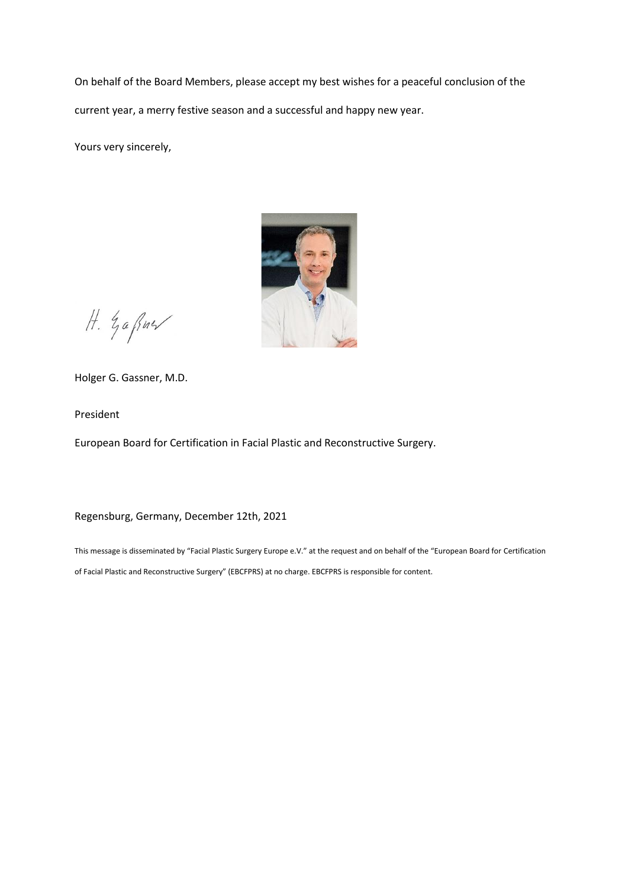On behalf of the Board Members, please accept my best wishes for a peaceful conclusion of the current year, a merry festive season and a successful and happy new year.

Yours very sincerely,

H. Gaßner

Holger G. Gassner, M.D.

President

European Board for Certification in Facial Plastic and Reconstructive Surgery.

Regensburg, Germany, December 12th, 2021

This message is disseminated by "Facial Plastic Surgery Europe e.V." at the request and on behalf of the "European Board for Certification of Facial Plastic and Reconstructive Surgery" (EBCFPRS) at no charge. EBCFPRS is responsible for content.